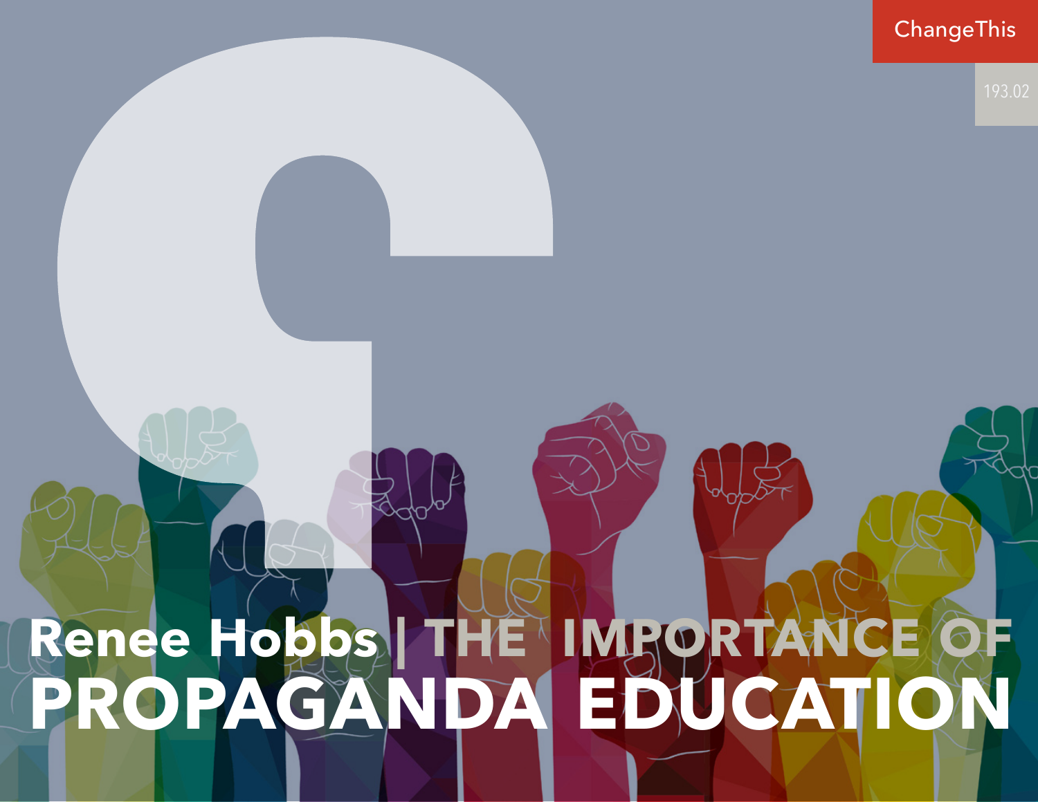ChangeThis

193.02

# Renee Hobbs | THE IMPORTANCE OF PROPAGANDA EDUCATION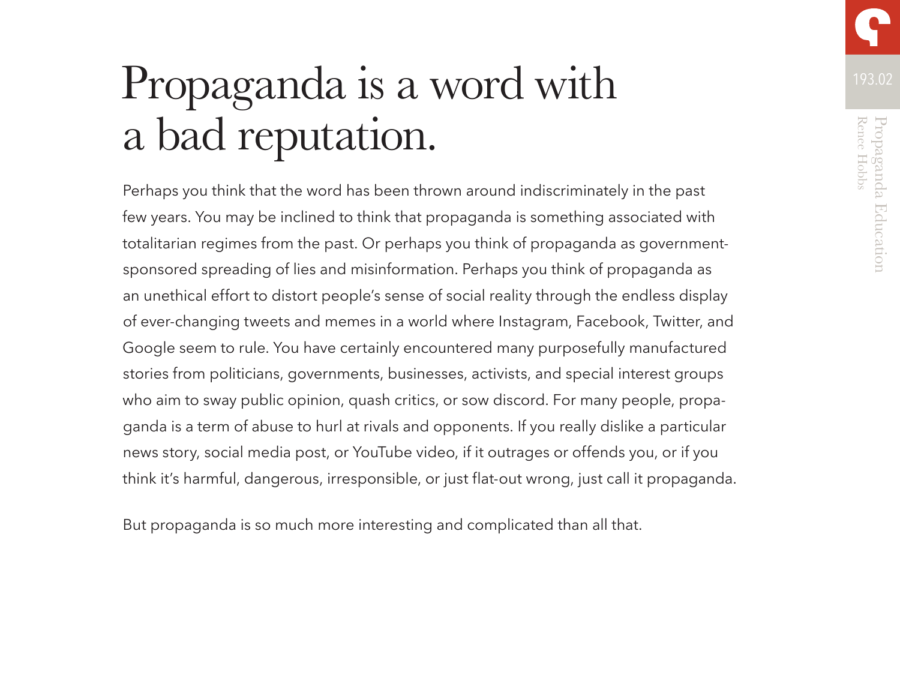# Propaganda is a word with a bad reputation.

Perhaps you think that the word has been thrown around indiscriminately in the past few years. You may be inclined to think that propaganda is something associated with totalitarian regimes from the past. Or perhaps you think of propaganda as government-sponsored spreading of lies and misinformation. Perhaps you think of propaganda as an unethical effort to distort people's sense of social reality through the endless display of ever-changing tweets and memes in a world where Instagram, Facebook, Twitter, and Google seem to rule. You have certainly encountered many purposefully manufactured stories from politicians, governments, businesses, activists, and special interest groups who aim to sway public opinion, quash critics, or sow discord. For many people, propaganda is a term of abuse to hurl at rivals and opponents. If you really dislike a particular news story, social media post, or YouTube video, if it outrages or offends you, or if you think it's harmful, dangerous, irresponsible, or just flat-out wrong, just call it propaganda.

But propaganda is so much more interesting and complicated than all that.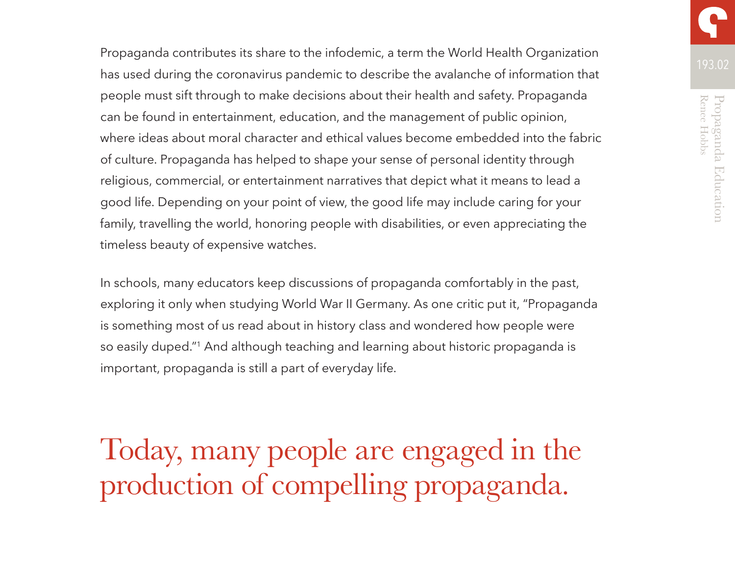Propaganda contributes its share to the infodemic, a term the World Health Organization has used during the coronavirus pandemic to describe the avalanche of information that people must sift through to make decisions about their health and safety. Propaganda can be found in entertainment, education, and the management of public opinion, where ideas about moral character and ethical values become embedded into the fabric of culture. Propaganda has helped to shape your sense of personal identity through religious, commercial, or entertainment narratives that depict what it means to lead a good life. Depending on your point of view, the good life may include caring for your family, travelling the world, honoring people with disabilities, or even appreciating the timeless beauty of expensive watches.

In schools, many educators keep discussions of propaganda comfortably in the past, exploring it only when studying World War II Germany. As one critic put it, "Propaganda is something most of us read about in history class and wondered how people were so easily duped."[1] And although teaching and learning about historic propaganda is important, propaganda is still a part of everyday life.

## Today, many people are engaged in the production of compelling propaganda.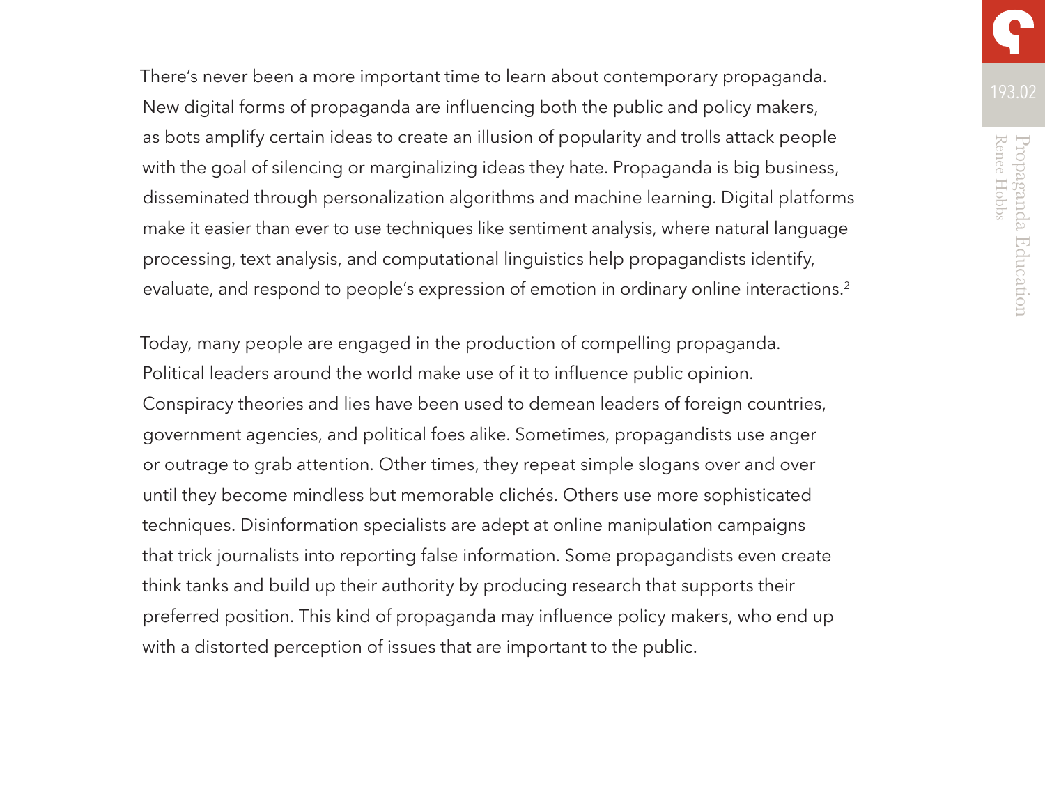There's never been a more important time to learn about contemporary propaganda. New digital forms of propaganda are influencing both the public and policy makers, as bots amplify certain ideas to create an illusion of popularity and trolls attack people with the goal of silencing or marginalizing ideas they hate. Propaganda is big business, disseminated through personalization algorithms and machine learning. Digital platforms make it easier than ever to use techniques like sentiment analysis, where natural language processing, text analysis, and computational linguistics help propagandists identify, evaluate, and respond to people's expression of emotion in ordinary online interactions.[2]

Today, many people are engaged in the production of compelling propaganda. Political leaders around the world make use of it to influence public opinion. Conspiracy theories and lies have been used to demean leaders of foreign countries, government agencies, and political foes alike. Sometimes, propagandists use anger or outrage to grab attention. Other times, they repeat simple slogans over and over until they become mindless but memorable clichés. Others use more sophisticated techniques. Disinformation specialists are adept at online manipulation campaigns that trick journalists into reporting false information. Some propagandists even create think tanks and build up their authority by producing research that supports their preferred position. This kind of propaganda may influence policy makers, who end up with a distorted perception of issues that are important to the public.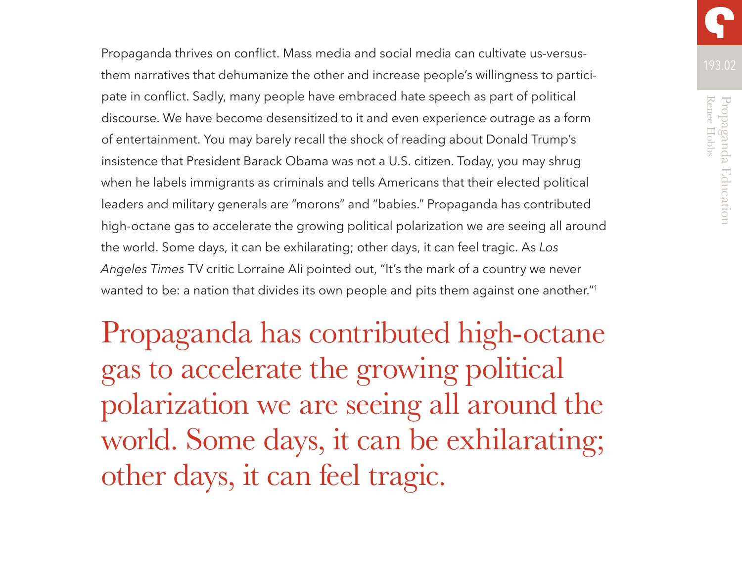Propaganda thrives on conflict. Mass media and social media can cultivate us-versus-them narratives that dehumanize the other and increase people's willingness to participate in conflict. Sadly, many people have embraced hate speech as part of political discourse. We have become desensitized to it and even experience outrage as a form of entertainment. You may barely recall the shock of reading about Donald Trump's insistence that President Barack Obama was not a U.S. citizen. Today, you may shrug when he labels immigrants as criminals and tells Americans that their elected political leaders and military generals are "morons" and "babies." Propaganda has contributed high-octane gas to accelerate the growing political polarization we are seeing all around the world. Some days, it can be exhilarating; other days, it can feel tragic. As *Los Angeles Times* TV critic Lorraine Ali pointed out, "It's the mark of a country we never wanted to be: a nation that divides its own people and pits them against one another."[1]

> Propaganda has contributed high-octane gas to accelerate the growing political polarization we are seeing all around the world. Some days, it can be exhilarating; other days, it can feel tragic.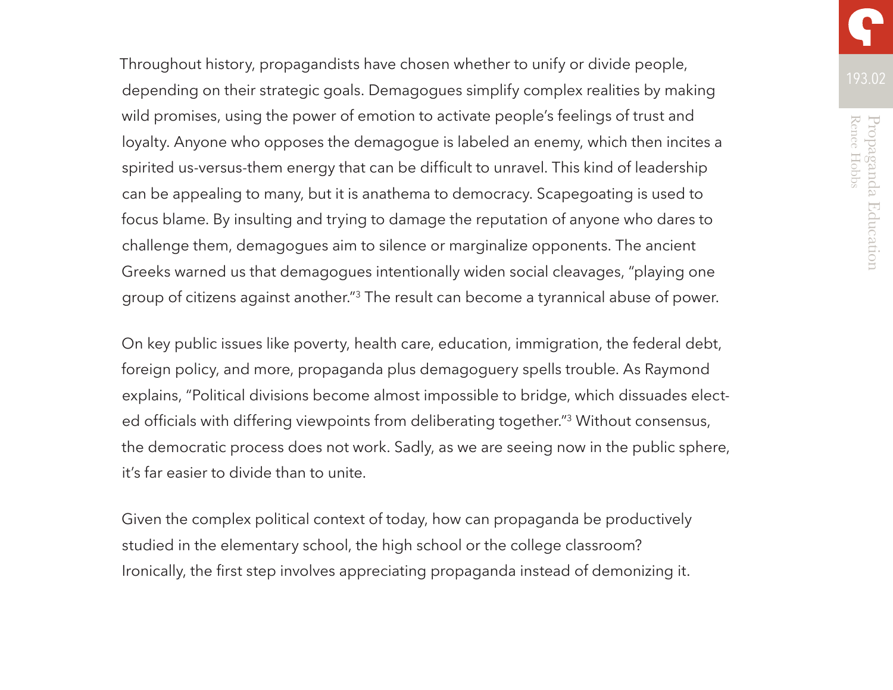Throughout history, propagandists have chosen whether to unify or divide people, depending on their strategic goals. Demagogues simplify complex realities by making wild promises, using the power of emotion to activate people's feelings of trust and loyalty. Anyone who opposes the demagogue is labeled an enemy, which then incites a spirited us-versus-them energy that can be difficult to unravel. This kind of leadership can be appealing to many, but it is anathema to democracy. Scapegoating is used to focus blame. By insulting and trying to damage the reputation of anyone who dares to challenge them, demagogues aim to silence or marginalize opponents. The ancient Greeks warned us that demagogues intentionally widen social cleavages, "playing one group of citizens against another."[3] The result can become a tyrannical abuse of power.

On key public issues like poverty, health care, education, immigration, the federal debt, foreign policy, and more, propaganda plus demagoguery spells trouble. As Raymond explains, "Political divisions become almost impossible to bridge, which dissuades elected officials with differing viewpoints from deliberating together."[3] Without consensus, the democratic process does not work. Sadly, as we are seeing now in the public sphere, it's far easier to divide than to unite.

Given the complex political context of today, how can propaganda be productively studied in the elementary school, the high school or the college classroom? Ironically, the first step involves appreciating propaganda instead of demonizing it.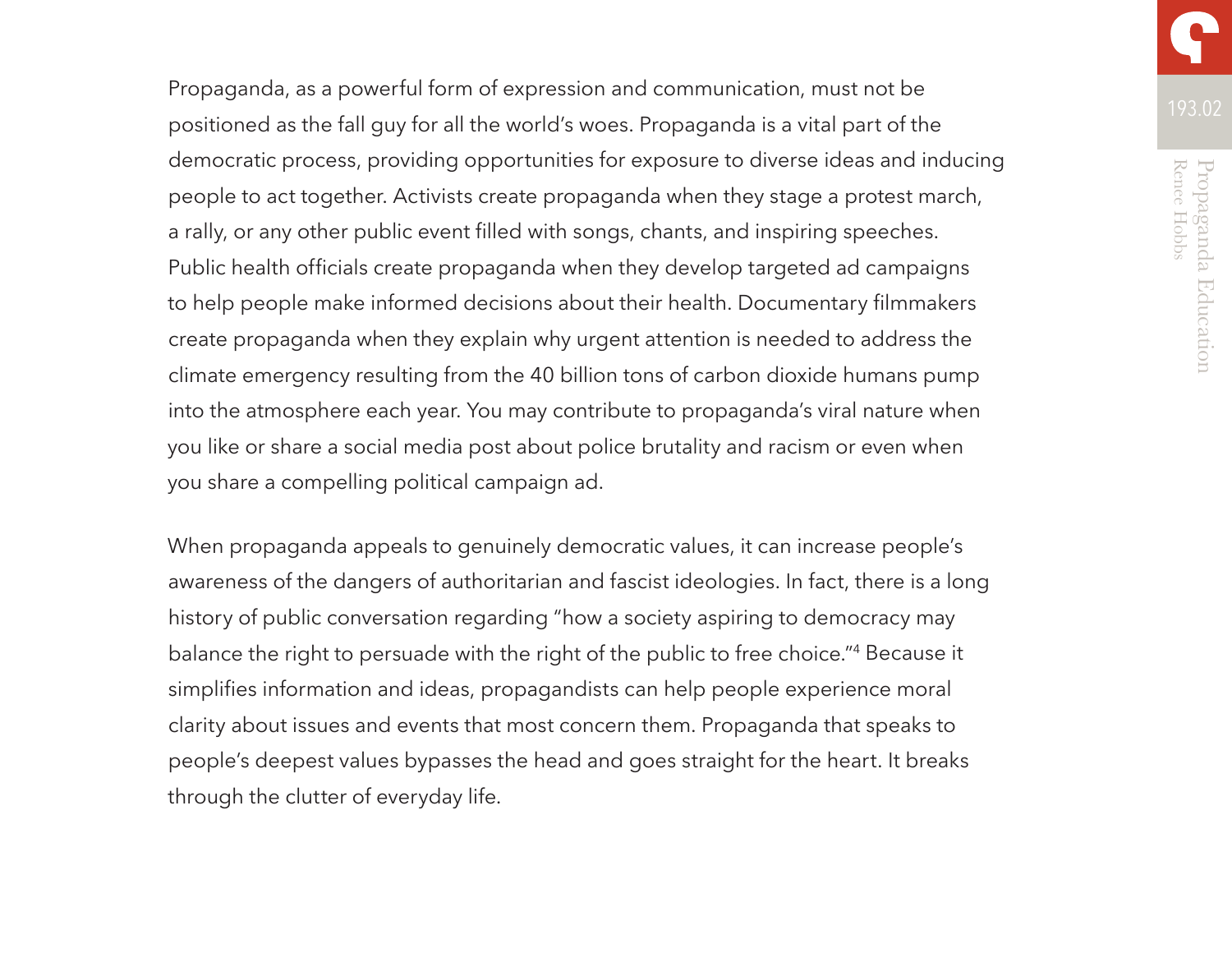Propaganda, as a powerful form of expression and communication, must not be positioned as the fall guy for all the world's woes. Propaganda is a vital part of the democratic process, providing opportunities for exposure to diverse ideas and inducing people to act together. Activists create propaganda when they stage a protest march, a rally, or any other public event filled with songs, chants, and inspiring speeches. Public health officials create propaganda when they develop targeted ad campaigns to help people make informed decisions about their health. Documentary filmmakers create propaganda when they explain why urgent attention is needed to address the climate emergency resulting from the 40 billion tons of carbon dioxide humans pump into the atmosphere each year. You may contribute to propaganda's viral nature when you like or share a social media post about police brutality and racism or even when you share a compelling political campaign ad.

When propaganda appeals to genuinely democratic values, it can increase people's awareness of the dangers of authoritarian and fascist ideologies. In fact, there is a long history of public conversation regarding "how a society aspiring to democracy may balance the right to persuade with the right of the public to free choice."[4] Because it simplifies information and ideas, propagandists can help people experience moral clarity about issues and events that most concern them. Propaganda that speaks to people's deepest values bypasses the head and goes straight for the heart. It breaks through the clutter of everyday life.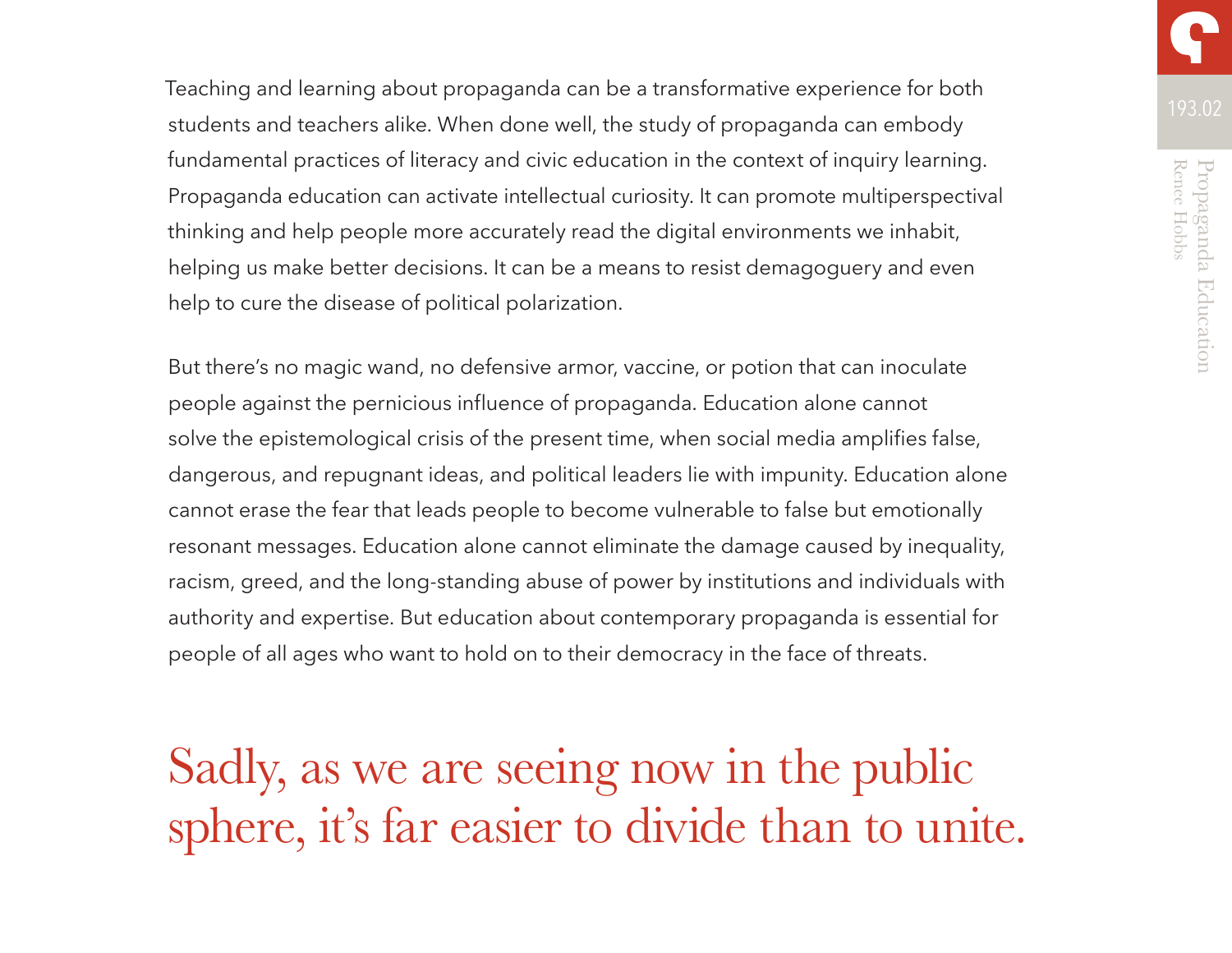Teaching and learning about propaganda can be a transformative experience for both students and teachers alike. When done well, the study of propaganda can embody fundamental practices of literacy and civic education in the context of inquiry learning. Propaganda education can activate intellectual curiosity. It can promote multiperspectival thinking and help people more accurately read the digital environments we inhabit, helping us make better decisions. It can be a means to resist demagoguery and even help to cure the disease of political polarization.

But there's no magic wand, no defensive armor, vaccine, or potion that can inoculate people against the pernicious influence of propaganda. Education alone cannot solve the epistemological crisis of the present time, when social media amplifies false, dangerous, and repugnant ideas, and political leaders lie with impunity. Education alone cannot erase the fear that leads people to become vulnerable to false but emotionally resonant messages. Education alone cannot eliminate the damage caused by inequality, racism, greed, and the long-standing abuse of power by institutions and individuals with authority and expertise. But education about contemporary propaganda is essential for people of all ages who want to hold on to their democracy in the face of threats.

> Sadly, as we are seeing now in the public sphere, it's far easier to divide than to unite.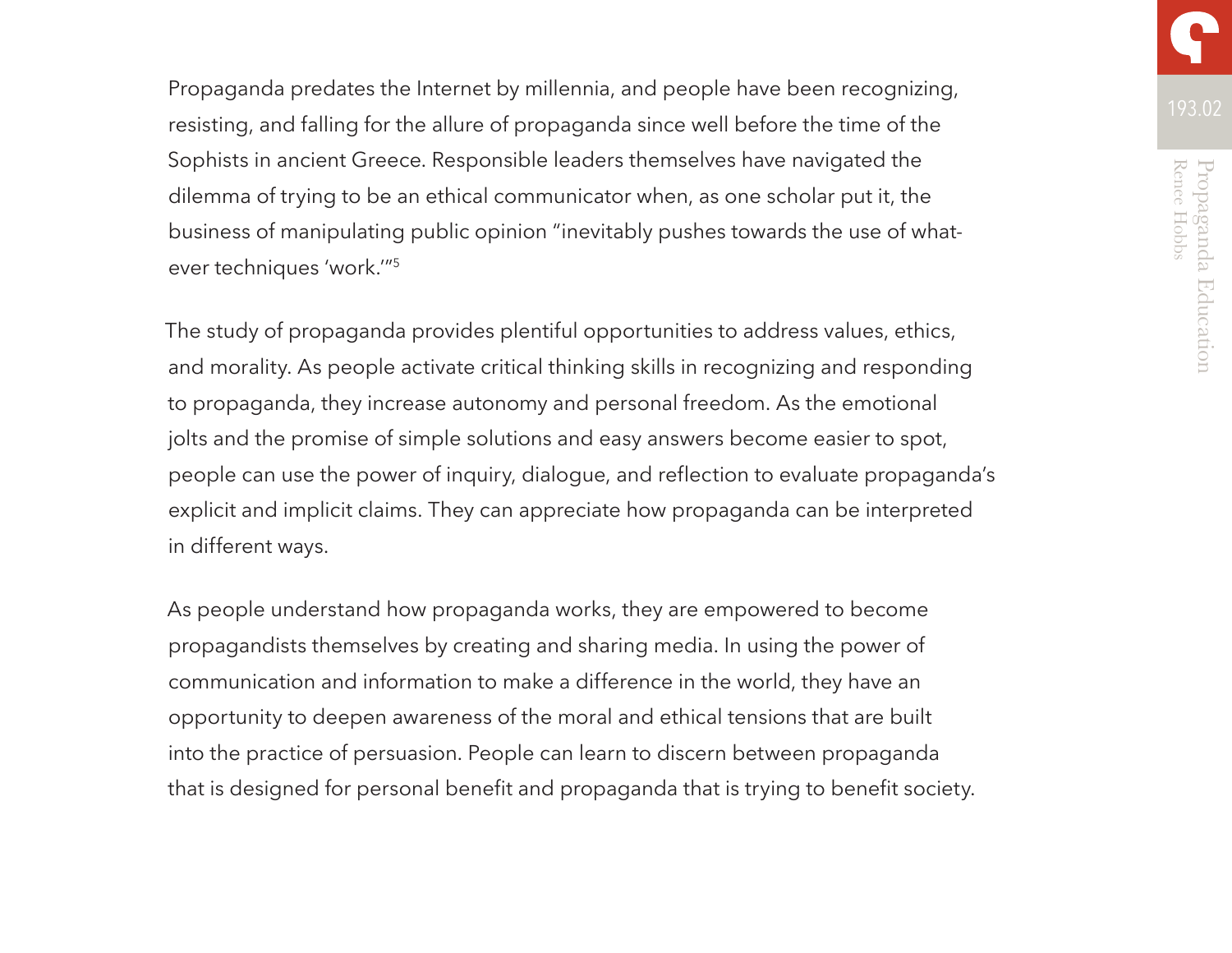Propaganda predates the Internet by millennia, and people have been recognizing, resisting, and falling for the allure of propaganda since well before the time of the Sophists in ancient Greece. Responsible leaders themselves have navigated the dilemma of trying to be an ethical communicator when, as one scholar put it, the business of manipulating public opinion "inevitably pushes towards the use of whatever techniques 'work.'"[5]

The study of propaganda provides plentiful opportunities to address values, ethics, and morality. As people activate critical thinking skills in recognizing and responding to propaganda, they increase autonomy and personal freedom. As the emotional jolts and the promise of simple solutions and easy answers become easier to spot, people can use the power of inquiry, dialogue, and reflection to evaluate propaganda's explicit and implicit claims. They can appreciate how propaganda can be interpreted in different ways.

As people understand how propaganda works, they are empowered to become propagandists themselves by creating and sharing media. In using the power of communication and information to make a difference in the world, they have an opportunity to deepen awareness of the moral and ethical tensions that are built into the practice of persuasion. People can learn to discern between propaganda that is designed for personal benefit and propaganda that is trying to benefit society.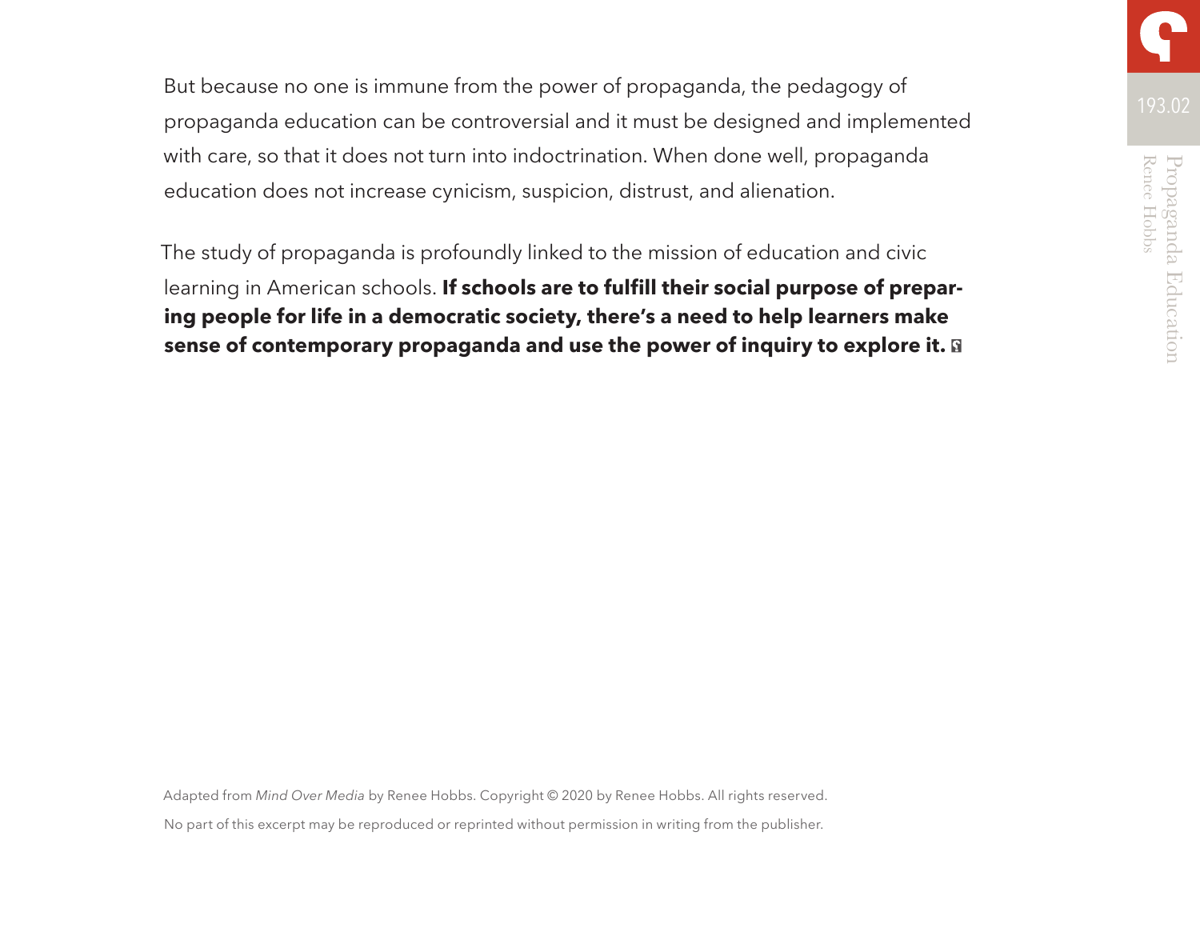But because no one is immune from the power of propaganda, the pedagogy of propaganda education can be controversial and it must be designed and implemented with care, so that it does not turn into indoctrination. When done well, propaganda education does not increase cynicism, suspicion, distrust, and alienation.

The study of propaganda is profoundly linked to the mission of education and civic learning in American schools. **If schools are to fulfill their social purpose of preparing people for life in a democratic society, there's a need to help learners make sense of contemporary propaganda and use the power of inquiry to explore it.**

Adapted from *Mind Over Media* by Renee Hobbs. Copyright © 2020 by Renee Hobbs. All rights reserved.

No part of this excerpt may be reproduced or reprinted without permission in writing from the publisher.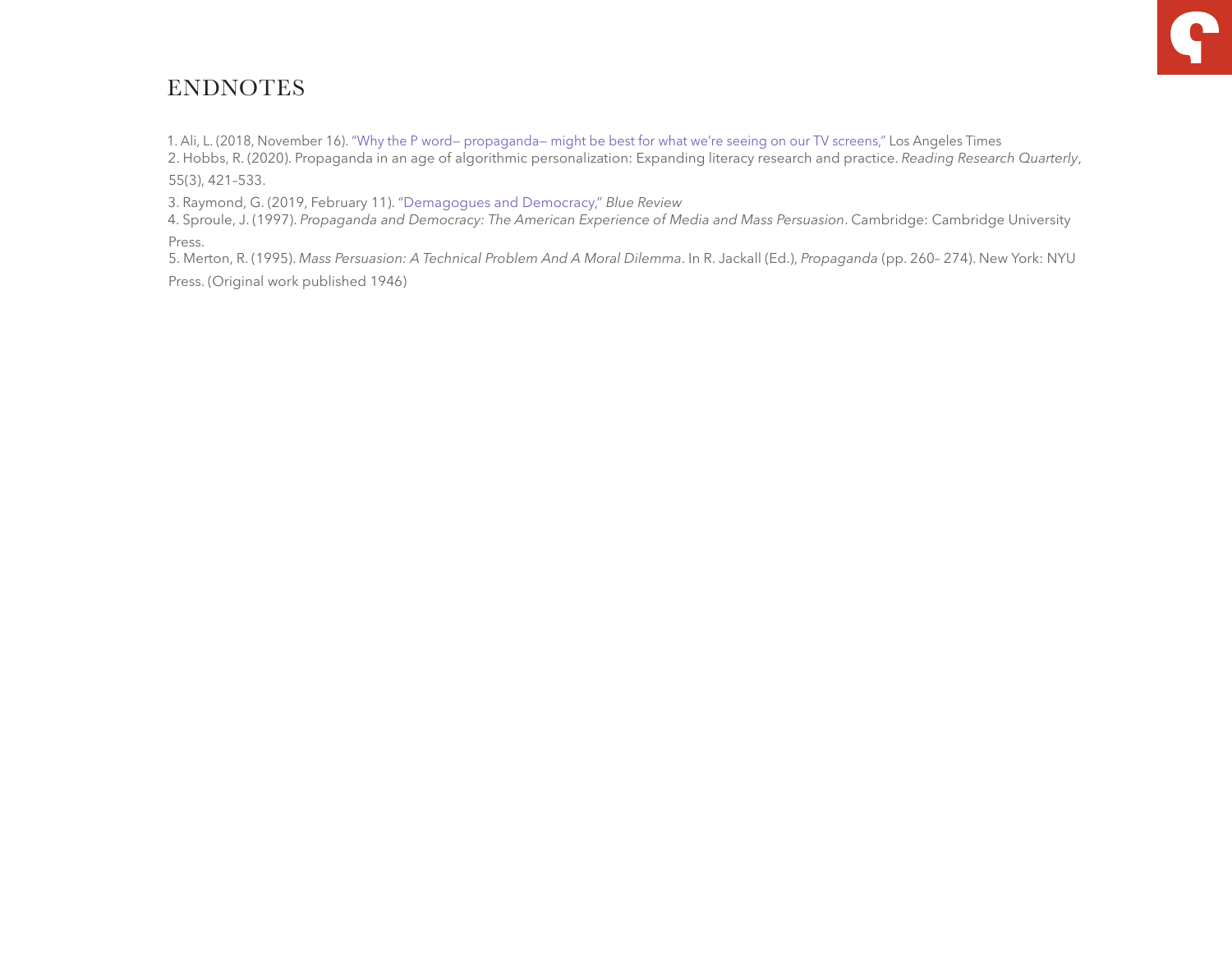# ENDNOTES

1. Ali, L. (2018, November 16). "Why the P word– propaganda– might be best for what we're seeing on our TV screens," Los Angeles Times
2. Hobbs, R. (2020). Propaganda in an age of algorithmic personalization: Expanding literacy research and practice. *Reading Research Quarterly*, 55(3), 421–533.
3. Raymond, G. (2019, February 11). "Demagogues and Democracy," *Blue Review*
4. Sproule, J. (1997). *Propaganda and Democracy: The American Experience of Media and Mass Persuasion*. Cambridge: Cambridge University Press.
5. Merton, R. (1995). *Mass Persuasion: A Technical Problem And A Moral Dilemma*. In R. Jackall (Ed.), *Propaganda* (pp. 260– 274). New York: NYU Press. (Original work published 1946)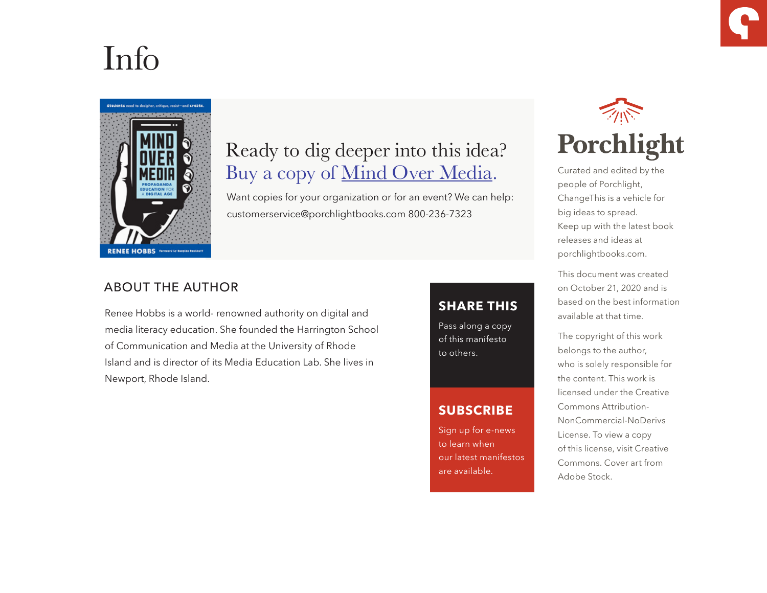# Info

Ready to dig deeper into this idea?
Buy a copy of Mind Over Media.

Want copies for your organization or for an event? We can help:
customerservice@porchlightbooks.com 800-236-7323

## ABOUT THE AUTHOR

Renee Hobbs is a world- renowned authority on digital and media literacy education. She founded the Harrington School of Communication and Media at the University of Rhode Island and is director of its Media Education Lab. She lives in Newport, Rhode Island.

**SHARE THIS**

Pass along a copy of this manifesto to others.

**SUBSCRIBE**

Sign up for e-news to learn when our latest manifestos are available.

Porchlight

Curated and edited by the people of Porchlight, ChangeThis is a vehicle for big ideas to spread. Keep up with the latest book releases and ideas at porchlightbooks.com.

This document was created on October 21, 2020 and is based on the best information available at that time.

The copyright of this work belongs to the author, who is solely responsible for the content. This work is licensed under the Creative Commons Attribution-NonCommercial-NoDerivs License. To view a copy of this license, visit Creative Commons. Cover art from Adobe Stock.